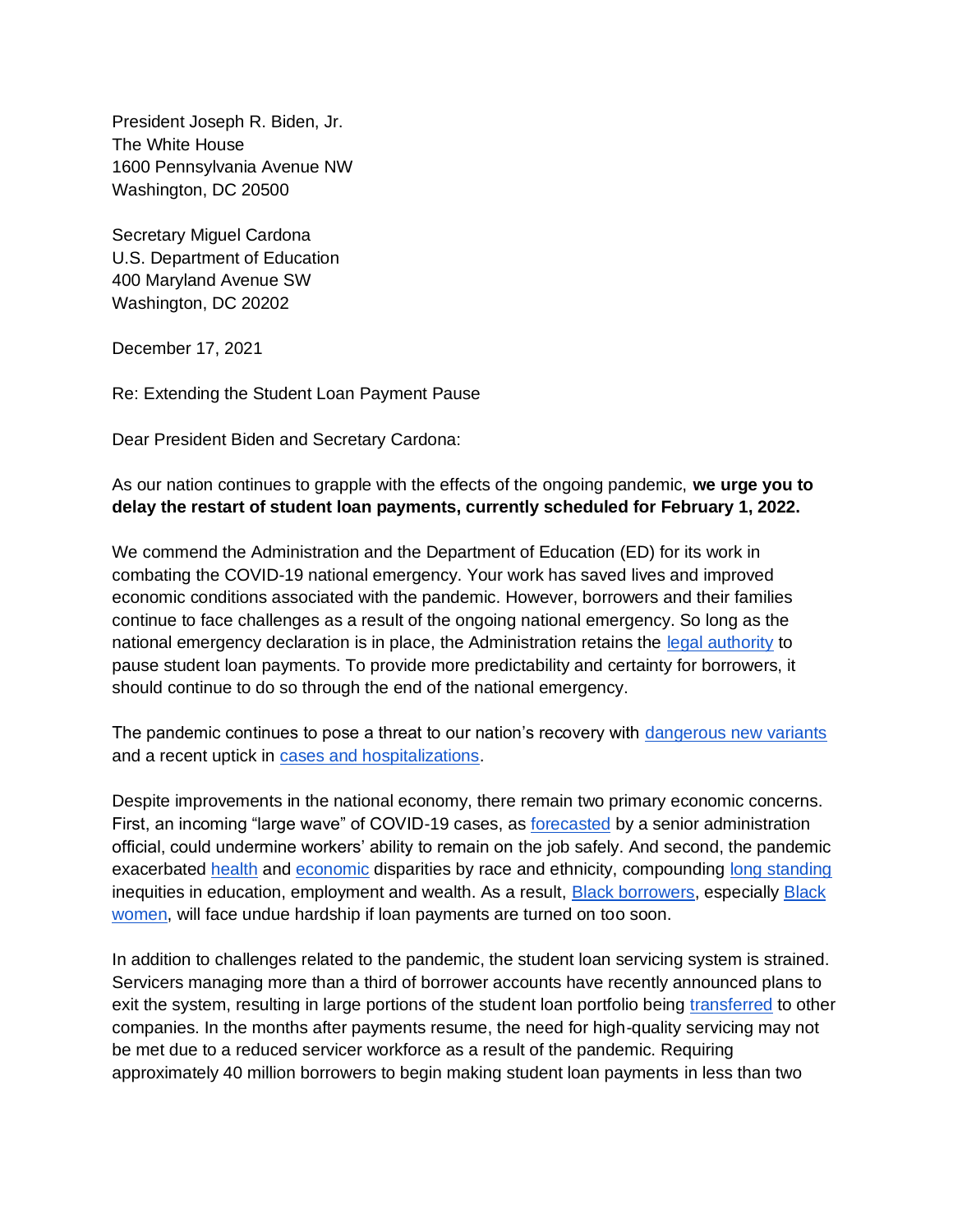President Joseph R. Biden, Jr.
The White House
1600 Pennsylvania Avenue NW
Washington, DC 20500

Secretary Miguel Cardona
U.S. Department of Education
400 Maryland Avenue SW
Washington, DC 20202

December 17, 2021

Re: Extending the Student Loan Payment Pause

Dear President Biden and Secretary Cardona:

As our nation continues to grapple with the effects of the ongoing pandemic, **we urge you to delay the restart of student loan payments, currently scheduled for February 1, 2022.**

We commend the Administration and the Department of Education (ED) for its work in combating the COVID-19 national emergency. Your work has saved lives and improved economic conditions associated with the pandemic. However, borrowers and their families continue to face challenges as a result of the ongoing national emergency. So long as the national emergency declaration is in place, the Administration retains the legal authority to pause student loan payments. To provide more predictability and certainty for borrowers, it should continue to do so through the end of the national emergency.

The pandemic continues to pose a threat to our nation's recovery with dangerous new variants and a recent uptick in cases and hospitalizations.

Despite improvements in the national economy, there remain two primary economic concerns. First, an incoming "large wave" of COVID-19 cases, as forecasted by a senior administration official, could undermine workers' ability to remain on the job safely. And second, the pandemic exacerbated health and economic disparities by race and ethnicity, compounding long standing inequities in education, employment and wealth. As a result, Black borrowers, especially Black women, will face undue hardship if loan payments are turned on too soon.

In addition to challenges related to the pandemic, the student loan servicing system is strained. Servicers managing more than a third of borrower accounts have recently announced plans to exit the system, resulting in large portions of the student loan portfolio being transferred to other companies. In the months after payments resume, the need for high-quality servicing may not be met due to a reduced servicer workforce as a result of the pandemic. Requiring approximately 40 million borrowers to begin making student loan payments in less than two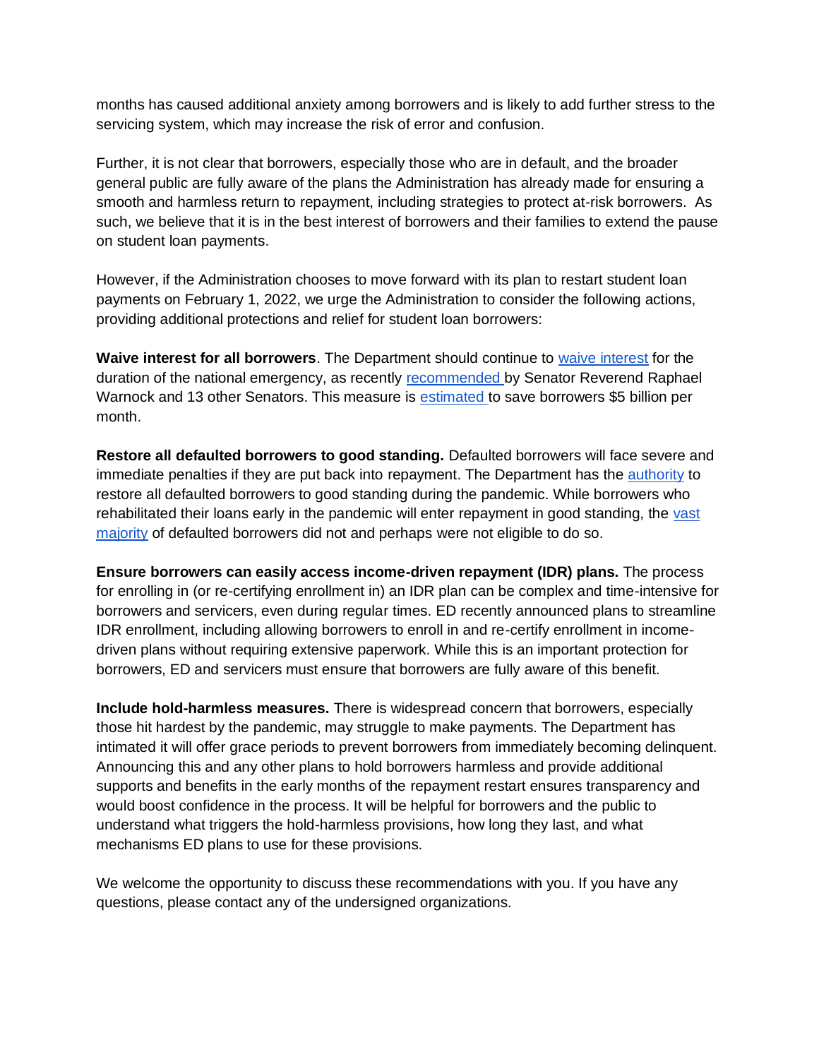months has caused additional anxiety among borrowers and is likely to add further stress to the servicing system, which may increase the risk of error and confusion.

Further, it is not clear that borrowers, especially those who are in default, and the broader general public are fully aware of the plans the Administration has already made for ensuring a smooth and harmless return to repayment, including strategies to protect at-risk borrowers. As such, we believe that it is in the best interest of borrowers and their families to extend the pause on student loan payments.

However, if the Administration chooses to move forward with its plan to restart student loan payments on February 1, 2022, we urge the Administration to consider the following actions, providing additional protections and relief for student loan borrowers:

**Waive interest for all borrowers**. The Department should continue to waive interest for the duration of the national emergency, as recently recommended by Senator Reverend Raphael Warnock and 13 other Senators. This measure is estimated to save borrowers $5 billion per month.

**Restore all defaulted borrowers to good standing.** Defaulted borrowers will face severe and immediate penalties if they are put back into repayment. The Department has the authority to restore all defaulted borrowers to good standing during the pandemic. While borrowers who rehabilitated their loans early in the pandemic will enter repayment in good standing, the vast majority of defaulted borrowers did not and perhaps were not eligible to do so.

**Ensure borrowers can easily access income-driven repayment (IDR) plans.** The process for enrolling in (or re-certifying enrollment in) an IDR plan can be complex and time-intensive for borrowers and servicers, even during regular times. ED recently announced plans to streamline IDR enrollment, including allowing borrowers to enroll in and re-certify enrollment in income-driven plans without requiring extensive paperwork. While this is an important protection for borrowers, ED and servicers must ensure that borrowers are fully aware of this benefit.

**Include hold-harmless measures.** There is widespread concern that borrowers, especially those hit hardest by the pandemic, may struggle to make payments. The Department has intimated it will offer grace periods to prevent borrowers from immediately becoming delinquent. Announcing this and any other plans to hold borrowers harmless and provide additional supports and benefits in the early months of the repayment restart ensures transparency and would boost confidence in the process. It will be helpful for borrowers and the public to understand what triggers the hold-harmless provisions, how long they last, and what mechanisms ED plans to use for these provisions.

We welcome the opportunity to discuss these recommendations with you. If you have any questions, please contact any of the undersigned organizations.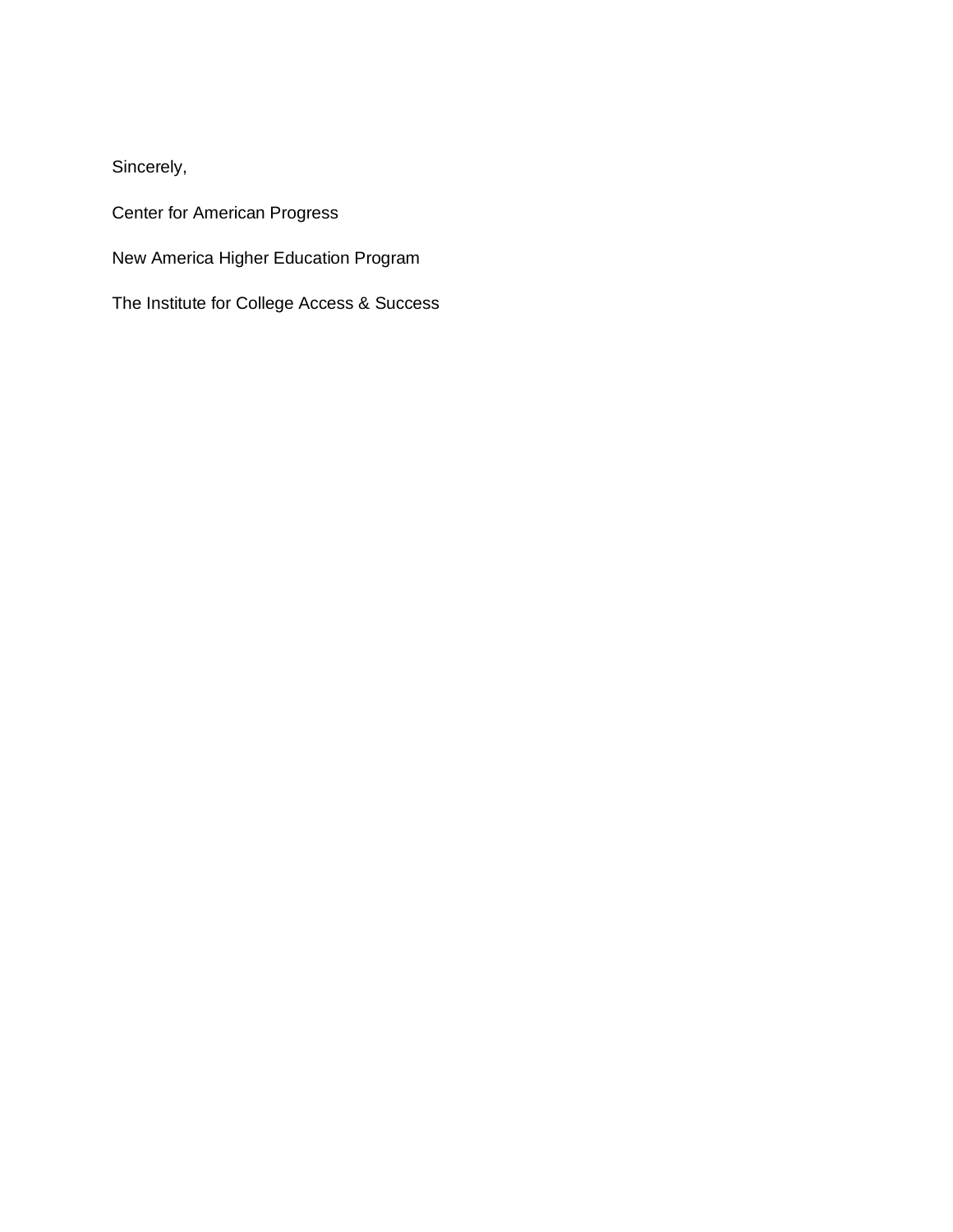Sincerely,

Center for American Progress

New America Higher Education Program

The Institute for College Access & Success